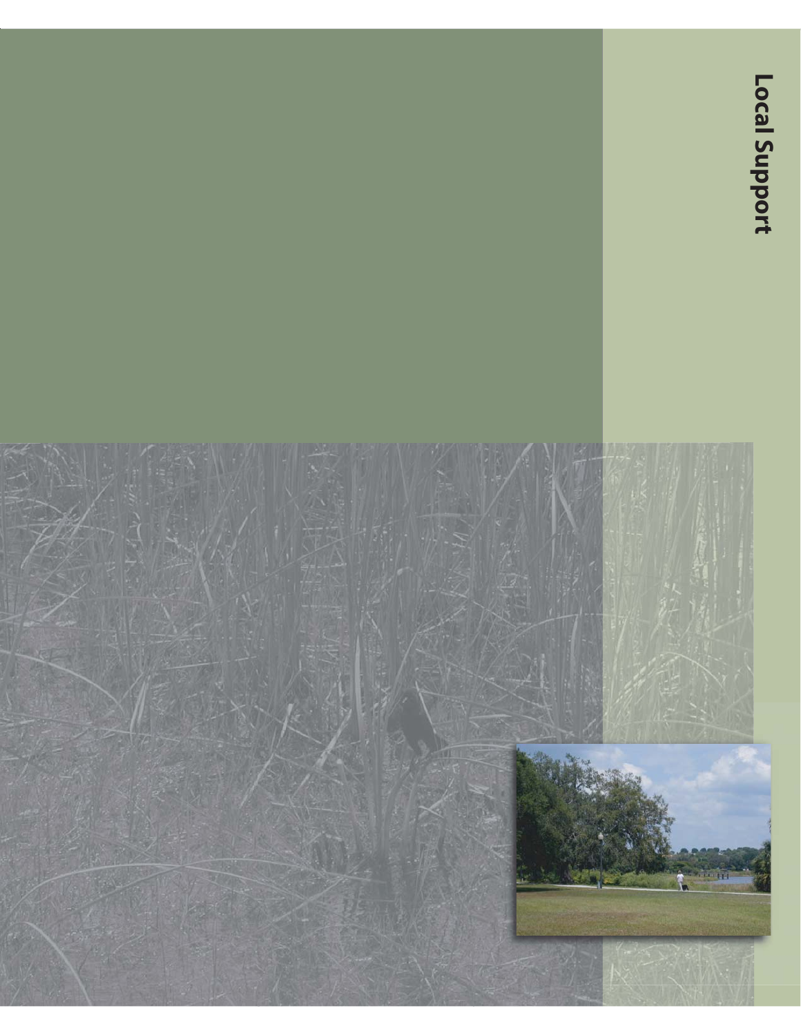# Local Support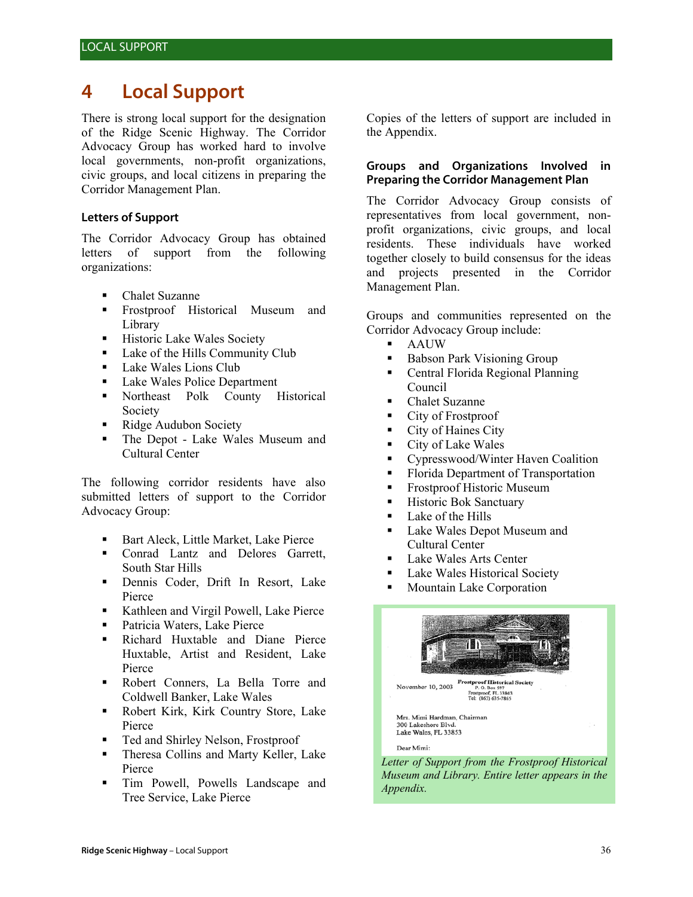# 4 Local Support

There is strong local support for the designation of the Ridge Scenic Highway. The Corridor Advocacy Group has worked hard to involve local governments, non-profit organizations, civic groups, and local citizens in preparing the Corridor Management Plan.

### Letters of Support

The Corridor Advocacy Group has obtained letters of support from the following organizations:

- Chalet Suzanne
- Frostproof Historical Museum and Library
- Historic Lake Wales Society
- Lake of the Hills Community Club
- Lake Wales Lions Club
- Lake Wales Police Department
- Northeast Polk County Historical Society
- Ridge Audubon Society
- The Depot - Lake Wales Museum and Cultural Center

The following corridor residents have also submitted letters of support to the Corridor Advocacy Group:

- Bart Aleck, Little Market, Lake Pierce
- Conrad Lantz and Delores Garrett, South Star Hills
- Dennis Coder, Drift In Resort, Lake Pierce
- Kathleen and Virgil Powell, Lake Pierce
- Patricia Waters, Lake Pierce
- Richard Huxtable and Diane Pierce Huxtable, Artist and Resident, Lake Pierce
- Robert Conners, La Bella Torre and Coldwell Banker, Lake Wales
- Robert Kirk, Kirk Country Store, Lake Pierce
- Ted and Shirley Nelson, Frostproof
- Theresa Collins and Marty Keller, Lake Pierce
- Tim Powell, Powells Landscape and Tree Service, Lake Pierce

Copies of the letters of support are included in the Appendix.

### Groups and Organizations Involved in Preparing the Corridor Management Plan

The Corridor Advocacy Group consists of representatives from local government, non-profit organizations, civic groups, and local residents. These individuals have worked together closely to build consensus for the ideas and projects presented in the Corridor Management Plan.

Groups and communities represented on the Corridor Advocacy Group include:

- AAUW
- Babson Park Visioning Group
- Central Florida Regional Planning Council
- Chalet Suzanne
- City of Frostproof
- City of Haines City
- City of Lake Wales
- Cypresswood/Winter Haven Coalition
- Florida Department of Transportation
- Frostproof Historic Museum
- Historic Bok Sanctuary
- Lake of the Hills
- Lake Wales Depot Museum and Cultural Center
- Lake Wales Arts Center
- Lake Wales Historical Society
- Mountain Lake Corporation

November 10, 2003

Frostproof Historical Society
P. O. Box 597
Frostproof, FL 33843
Tel: (863) 635-7865

Mrs. Mimi Hardman, Chairman
300 Lakeshore Blvd.
Lake Wales, FL 33853

Dear Mimi:

*Letter of Support from the Frostproof Historical Museum and Library. Entire letter appears in the Appendix.*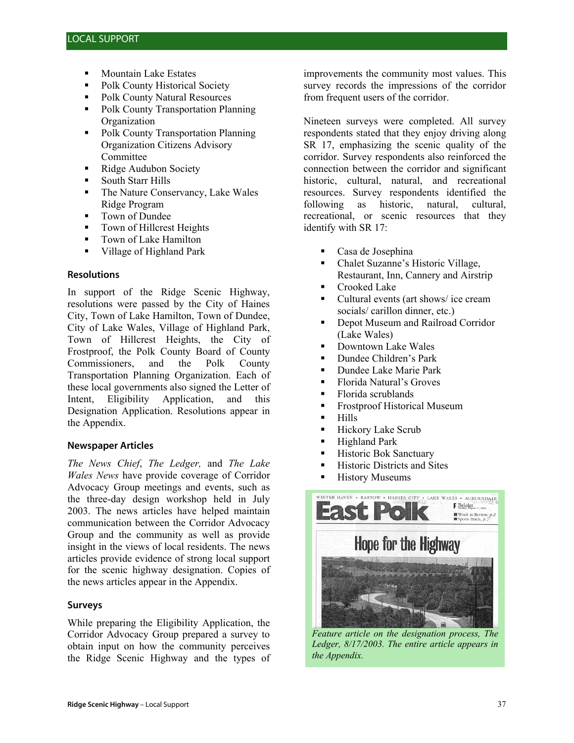## LOCAL SUPPORT

- Mountain Lake Estates
- Polk County Historical Society
- Polk County Natural Resources
- Polk County Transportation Planning Organization
- Polk County Transportation Planning Organization Citizens Advisory Committee
- Ridge Audubon Society
- South Starr Hills
- The Nature Conservancy, Lake Wales Ridge Program
- Town of Dundee
- Town of Hillcrest Heights
- Town of Lake Hamilton
- Village of Highland Park

### Resolutions

In support of the Ridge Scenic Highway, resolutions were passed by the City of Haines City, Town of Lake Hamilton, Town of Dundee, City of Lake Wales, Village of Highland Park, Town of Hillcrest Heights, the City of Frostproof, the Polk County Board of County Commissioners, and the Polk County Transportation Planning Organization. Each of these local governments also signed the Letter of Intent, Eligibility Application, and this Designation Application. Resolutions appear in the Appendix.

### Newspaper Articles

*The News Chief*, *The Ledger,* and *The Lake Wales News* have provide coverage of Corridor Advocacy Group meetings and events, such as the three-day design workshop held in July 2003. The news articles have helped maintain communication between the Corridor Advocacy Group and the community as well as provide insight in the views of local residents. The news articles provide evidence of strong local support for the scenic highway designation. Copies of the news articles appear in the Appendix.

### Surveys

While preparing the Eligibility Application, the Corridor Advocacy Group prepared a survey to obtain input on how the community perceives the Ridge Scenic Highway and the types of improvements the community most values. This survey records the impressions of the corridor from frequent users of the corridor.

Nineteen surveys were completed. All survey respondents stated that they enjoy driving along SR 17, emphasizing the scenic quality of the corridor. Survey respondents also reinforced the connection between the corridor and significant historic, cultural, natural, and recreational resources. Survey respondents identified the following as historic, natural, cultural, recreational, or scenic resources that they identify with SR 17:

- Casa de Josephina
- Chalet Suzanne's Historic Village, Restaurant, Inn, Cannery and Airstrip
- Crooked Lake
- Cultural events (art shows/ ice cream socials/ carillon dinner, etc.)
- Depot Museum and Railroad Corridor (Lake Wales)
- Downtown Lake Wales
- Dundee Children's Park
- Dundee Lake Marie Park
- Florida Natural's Groves
- Florida scrublands
- Frostproof Historical Museum
- Hills
- Hickory Lake Scrub
- Highland Park
- Historic Bok Sanctuary
- Historic Districts and Sites
- History Museums

*Feature article on the designation process, The Ledger, 8/17/2003. The entire article appears in the Appendix.*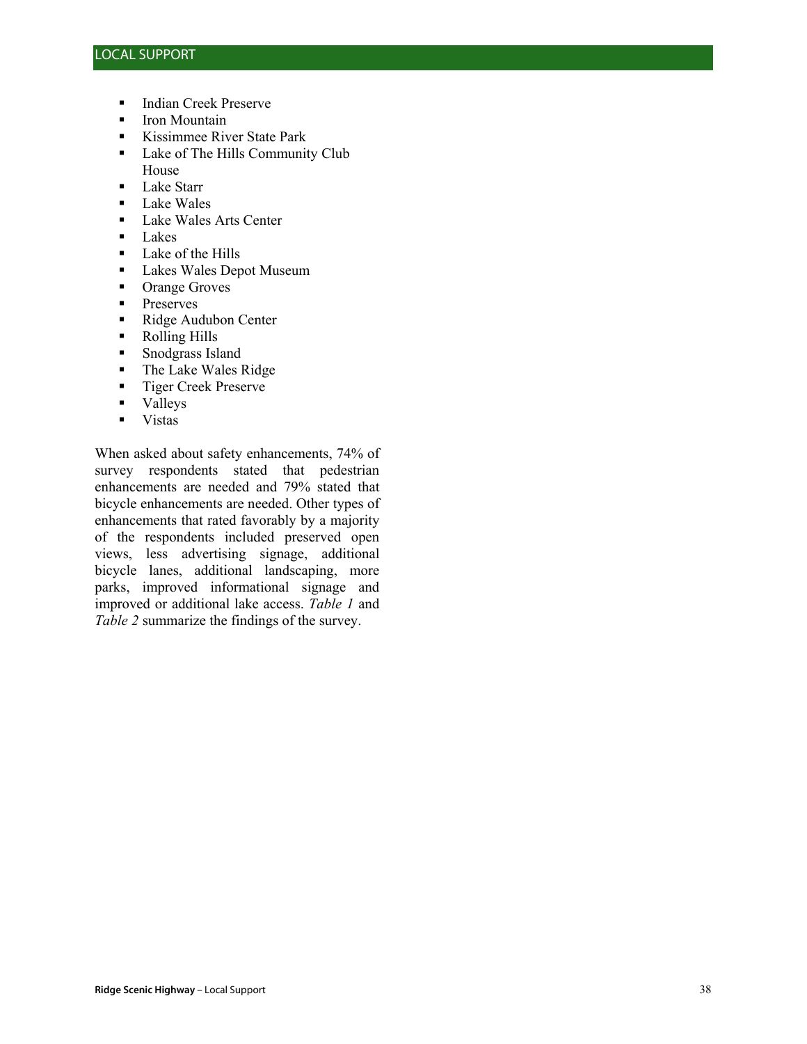- Indian Creek Preserve
- Iron Mountain
- Kissimmee River State Park
- Lake of The Hills Community Club House
- Lake Starr
- Lake Wales
- Lake Wales Arts Center
- Lakes
- Lake of the Hills
- Lakes Wales Depot Museum
- Orange Groves
- Preserves
- Ridge Audubon Center
- Rolling Hills
- Snodgrass Island
- The Lake Wales Ridge
- Tiger Creek Preserve
- Valleys
- Vistas

When asked about safety enhancements, 74% of survey respondents stated that pedestrian enhancements are needed and 79% stated that bicycle enhancements are needed. Other types of enhancements that rated favorably by a majority of the respondents included preserved open views, less advertising signage, additional bicycle lanes, additional landscaping, more parks, improved informational signage and improved or additional lake access. *Table 1* and *Table 2* summarize the findings of the survey.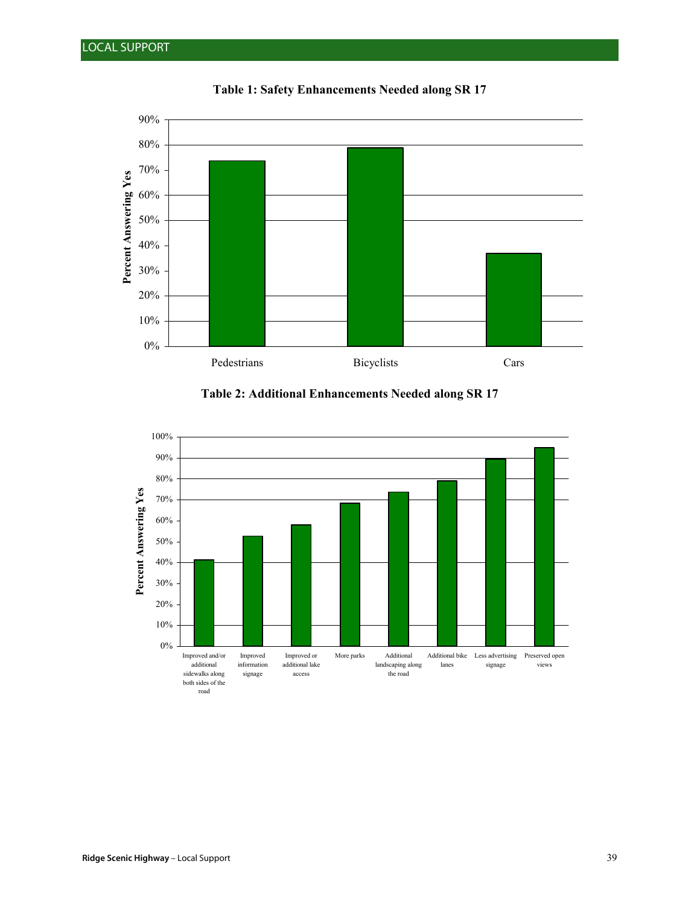## LOCAL SUPPORT

**Table 1: Safety Enhancements Needed along SR 17**

| Category | Percent Answering Yes |
|---|---|
| Pedestrians | ~74% |
| Bicyclists | ~79% |
| Cars | ~37% |

**Table 2: Additional Enhancements Needed along SR 17**

| Category | Percent Answering Yes |
|---|---|
| Improved and/or additional sidewalks along both sides of the road | ~41% |
| Improved information signage | ~53% |
| Improved or additional lake access | ~58% |
| More parks | ~68% |
| Additional landscaping along the road | ~74% |
| Additional bike lanes | ~79% |
| Less advertising signage | ~89% |
| Preserved open views | ~95% |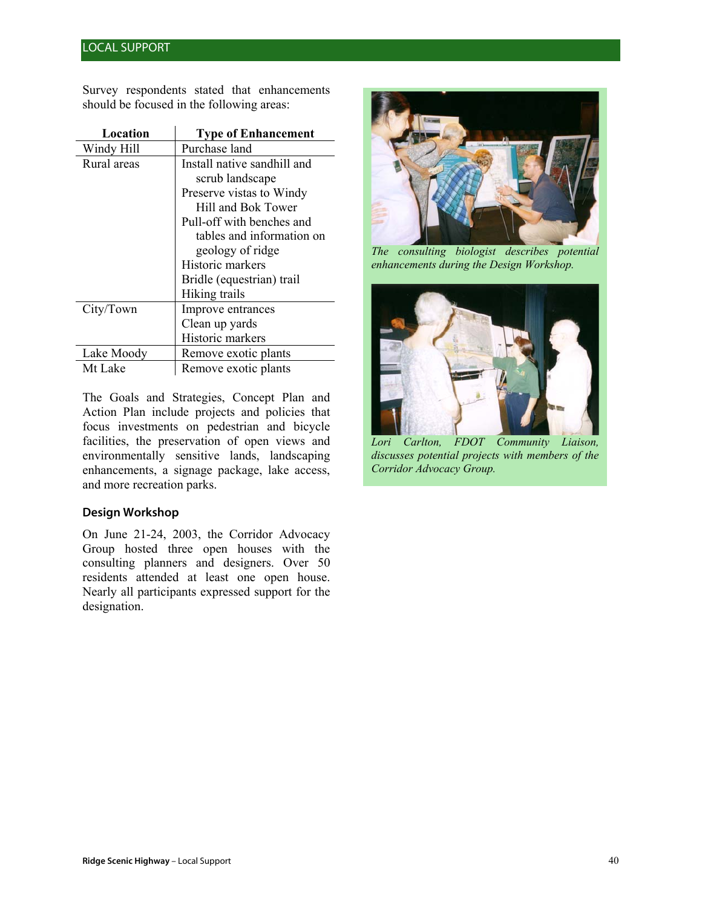## LOCAL SUPPORT

Survey respondents stated that enhancements should be focused in the following areas:

| Location | Type of Enhancement |
|---|---|
| Windy Hill | Purchase land |
| Rural areas | Install native sandhill and scrub landscape<br>Preserve vistas to Windy Hill and Bok Tower<br>Pull-off with benches and tables and information on geology of ridge<br>Historic markers<br>Bridle (equestrian) trail<br>Hiking trails |
| City/Town | Improve entrances<br>Clean up yards<br>Historic markers |
| Lake Moody | Remove exotic plants |
| Mt Lake | Remove exotic plants |

The Goals and Strategies, Concept Plan and Action Plan include projects and policies that focus investments on pedestrian and bicycle facilities, the preservation of open views and environmentally sensitive lands, landscaping enhancements, a signage package, lake access, and more recreation parks.

### Design Workshop

On June 21-24, 2003, the Corridor Advocacy Group hosted three open houses with the consulting planners and designers. Over 50 residents attended at least one open house. Nearly all participants expressed support for the designation.

*The consulting biologist describes potential enhancements during the Design Workshop.*

*Lori Carlton, FDOT Community Liaison, discusses potential projects with members of the Corridor Advocacy Group.*